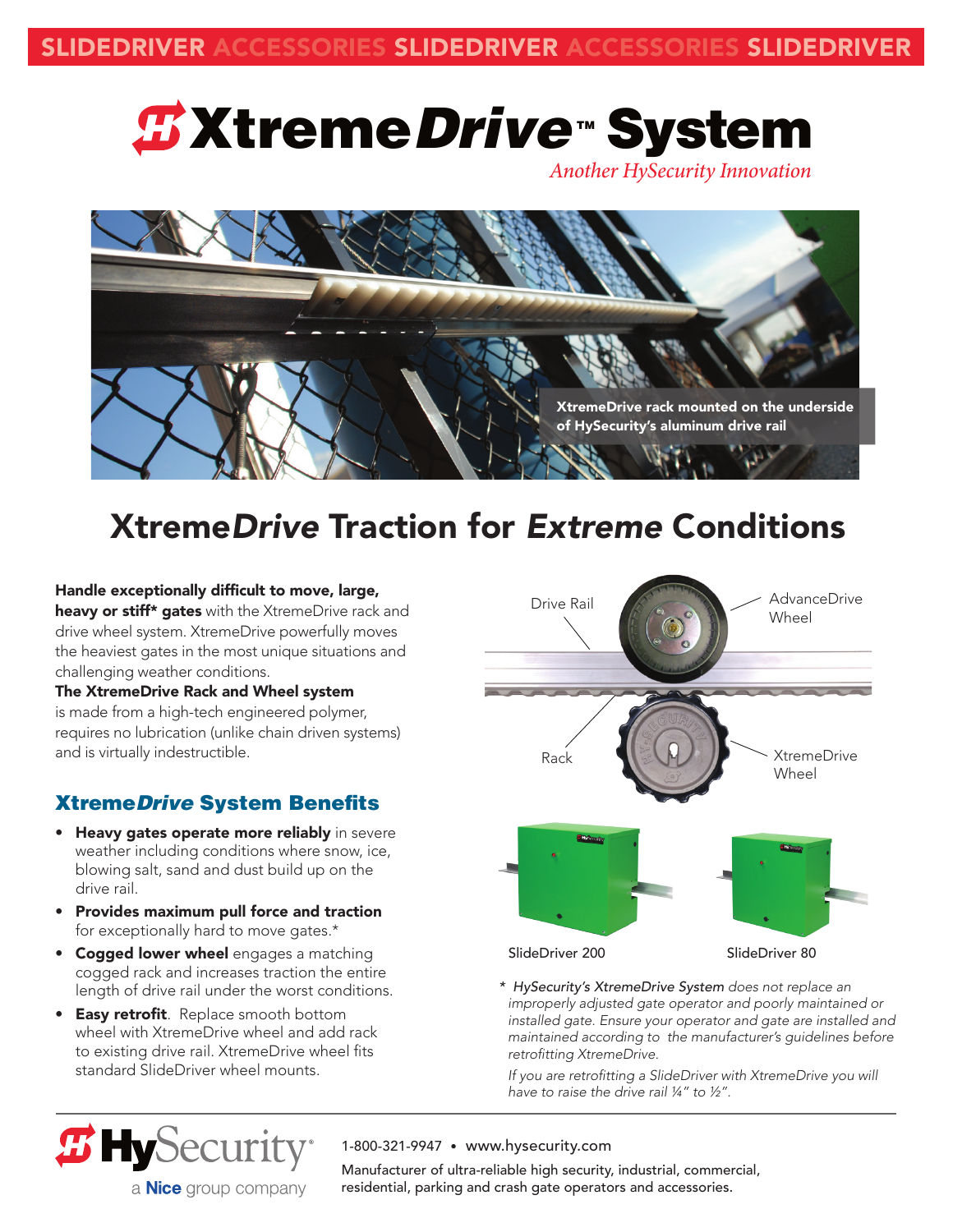SLIDEDRIVER ACCESSORIES SLIDEDRIVER ACCESSORIES SLIDEDRIVER

# XtremeDrive™ System

*Another HySecurity Innovation*

XtremeDrive rack mounted on the underside of HySecurity's aluminum drive rail

## XtremeDrive Traction for *Extreme* Conditions

**Handle exceptionally difficult to move, large, heavy or stiff* gates** with the XtremeDrive rack and drive wheel system. XtremeDrive powerfully moves the heaviest gates in the most unique situations and challenging weather conditions.

**The XtremeDrive Rack and Wheel system** is made from a high-tech engineered polymer, requires no lubrication (unlike chain driven systems) and is virtually indestructible.

### XtremeDrive System Benefits

- **Heavy gates operate more reliably** in severe weather including conditions where snow, ice, blowing salt, sand and dust build up on the drive rail.
- **Provides maximum pull force and traction** for exceptionally hard to move gates.*
- **Cogged lower wheel** engages a matching cogged rack and increases traction the entire length of drive rail under the worst conditions.
- **Easy retrofit**. Replace smooth bottom wheel with XtremeDrive wheel and add rack to existing drive rail. XtremeDrive wheel fits standard SlideDriver wheel mounts.

Drive Rail — AdvanceDrive Wheel — Rack — XtremeDrive Wheel

SlideDriver 200 SlideDriver 80

*\* HySecurity's XtremeDrive System does not replace an improperly adjusted gate operator and poorly maintained or installed gate. Ensure your operator and gate are installed and maintained according to the manufacturer's guidelines before retrofitting XtremeDrive.*

*If you are retrofitting a SlideDriver with XtremeDrive you will have to raise the drive rail ¼" to ½".*

HySecurity® a Nice group company

1-800-321-9947 • www.hysecurity.com

Manufacturer of ultra-reliable high security, industrial, commercial, residential, parking and crash gate operators and accessories.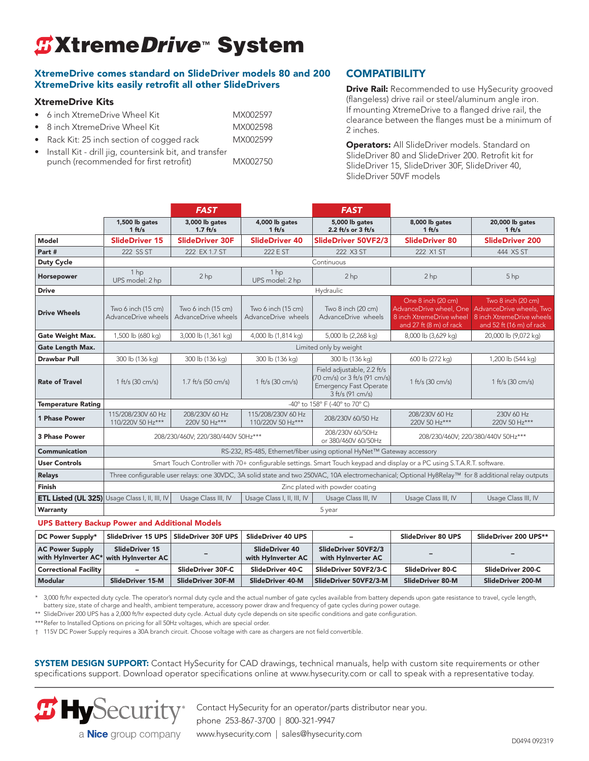# XtremeDrive™ System

## XtremeDrive comes standard on SlideDriver models 80 and 200 XtremeDrive kits easily retrofit all other SlideDrivers

### XtremeDrive Kits

- 6 inch XtremeDrive Wheel Kit MX002597
- 8 inch XtremeDrive Wheel Kit MX002598
- Rack Kit: 25 inch section of cogged rack MX002599
- Install Kit - drill jig, countersink bit, and transfer punch (recommended for first retrofit) MX002750

## COMPATIBILITY

**Drive Rail:** Recommended to use HySecurity grooved (flangeless) drive rail or steel/aluminum angle iron. If mounting XtremeDrive to a flanged drive rail, the clearance between the flanges must be a minimum of 2 inches.

**Operators:** All SlideDriver models. Standard on SlideDriver 80 and SlideDriver 200. Retrofit kit for SlideDriver 15, SlideDriver 30F, SlideDriver 40, SlideDriver 50VF models

| | | FAST | | FAST | | |
|---|---|---|---|---|---|---|
| | 1,500 lb gates 1 ft/s | 3,000 lb gates 1.7 ft/s | 4,000 lb gates 1 ft/s | 5,000 lb gates 2.2 ft/s or 3 ft/s | 8,000 lb gates 1 ft/s | 20,000 lb gates 1 ft/s |
| **Model** | SlideDriver 15 | SlideDriver 30F | SlideDriver 40 | SlideDriver 50VF2/3 | SlideDriver 80 | SlideDriver 200 |
| **Part #** | 222 SS ST | 222 EX 1.7 ST | 222 E ST | 222 X3 ST | 222 X1 ST | 444 XS ST |
| **Duty Cycle** | Continuous | | | | | |
| **Horsepower** | 1 hp UPS model: 2 hp | 2 hp | 1 hp UPS model: 2 hp | 2 hp | 2 hp | 5 hp |
| **Drive** | Hydraulic | | | | | |
| **Drive Wheels** | Two 6 inch (15 cm) AdvanceDrive wheels | Two 6 inch (15 cm) AdvanceDrive wheels | Two 6 inch (15 cm) AdvanceDrive wheels | Two 8 inch (20 cm) AdvanceDrive wheels | One 8 inch (20 cm) AdvanceDrive wheel, One 8 inch XtremeDrive wheel and 27 ft (8 m) of rack | Two 8 inch (20 cm) AdvanceDrive wheels, Two 8 inch XtremeDrive wheels and 52 ft (16 m) of rack |
| **Gate Weight Max.** | 1,500 lb (680 kg) | 3,000 lb (1,361 kg) | 4,000 lb (1,814 kg) | 5,000 lb (2,268 kg) | 8,000 lb (3,629 kg) | 20,000 lb (9,072 kg) |
| **Gate Length Max.** | Limited only by weight | | | | | |
| **Drawbar Pull** | 300 lb (136 kg) | 300 lb (136 kg) | 300 lb (136 kg) | 300 lb (136 kg) | 600 lb (272 kg) | 1,200 lb (544 kg) |
| **Rate of Travel** | 1 ft/s (30 cm/s) | 1.7 ft/s (50 cm/s) | 1 ft/s (30 cm/s) | Field adjustable, 2.2 ft/s (70 cm/s) or 3 ft/s (91 cm/s) Emergency Fast Operate 3 ft/s (91 cm/s) | 1 ft/s (30 cm/s) | 1 ft/s (30 cm/s) |
| **Temperature Rating** | -40° to 158° F (-40° to 70° C) | | | | | |
| **1 Phase Power** | 115/208/230V 60 Hz 110/220V 50 Hz*** | 208/230V 60 Hz 220V 50 Hz*** | 115/208/230V 60 Hz 110/220V 50 Hz*** | 208/230V 60/50 Hz | 208/230V 60 Hz 220V 50 Hz*** | 230V 60 Hz 220V 50 Hz*** |
| **3 Phase Power** | 208/230/460V; 220/380/440V 50Hz*** | | | 208/230V 60/50Hz or 380/460V 60/50Hz | 208/230/460V; 220/380/440V 50Hz*** | |
| **Communication** | RS-232, RS-485, Ethernet/fiber using optional HyNet™ Gateway accessory | | | | | |
| **User Controls** | Smart Touch Controller with 70+ configurable settings. Smart Touch keypad and display or a PC using S.T.A.R.T. software. | | | | | |
| **Relays** | Three configurable user relays: one 30VDC, 3A solid state and two 250VAC, 10A electromechanical; Optional Hy8Relay™ for 8 additional relay outputs | | | | | |
| **Finish** | Zinc plated with powder coating | | | | | |
| **ETL Listed (UL 325)** | Usage Class I, II, III, IV | Usage Class III, IV | Usage Class I, II, III, IV | Usage Class III, IV | Usage Class III, IV | Usage Class III, IV |
| **Warranty** | 5 year | | | | | |

### UPS Battery Backup Power and Additional Models

| | | | | | | |
|---|---|---|---|---|---|---|
| **DC Power Supply*** | SlideDriver 15 UPS | SlideDriver 30F UPS | SlideDriver 40 UPS | – | SlideDriver 80 UPS | SlideDriver 200 UPS** |
| **AC Power Supply with HyInverter AC*** | SlideDriver 15 with HyInverter AC | – | SlideDriver 40 with HyInverter AC | SlideDriver 50VF2/3 with HyInverter AC | – | – |
| **Correctional Facility** | – | SlideDriver 30F-C | SlideDriver 40-C | SlideDriver 50VF2/3-C | SlideDriver 80-C | SlideDriver 200-C |
| **Modular** | SlideDriver 15-M | SlideDriver 30F-M | SlideDriver 40-M | SlideDriver 50VF2/3-M | SlideDriver 80-M | SlideDriver 200-M |

\* 3,000 ft/hr expected duty cycle. The operator's normal duty cycle and the actual number of gate cycles available from battery depends upon gate resistance to travel, cycle length, battery size, state of charge and health, ambient temperature, accessory power draw and frequency of gate cycles during power outage.

** SlideDriver 200 UPS has a 2,000 ft/hr expected duty cycle. Actual duty cycle depends on site specific conditions and gate configuration.

***Refer to Installed Options on pricing for all 50Hz voltages, which are special order.

† 115V DC Power Supply requires a 30A branch circuit. Choose voltage with care as chargers are not field convertible.

**SYSTEM DESIGN SUPPORT:** Contact HySecurity for CAD drawings, technical manuals, help with custom site requirements or other specifications support. Download operator specifications online at www.hysecurity.com or call to speak with a representative today.

HySecurity® a Nice group company

Contact HySecurity for an operator/parts distributor near you.
phone 253-867-3700 | 800-321-9947
www.hysecurity.com | sales@hysecurity.com

D0494 092319